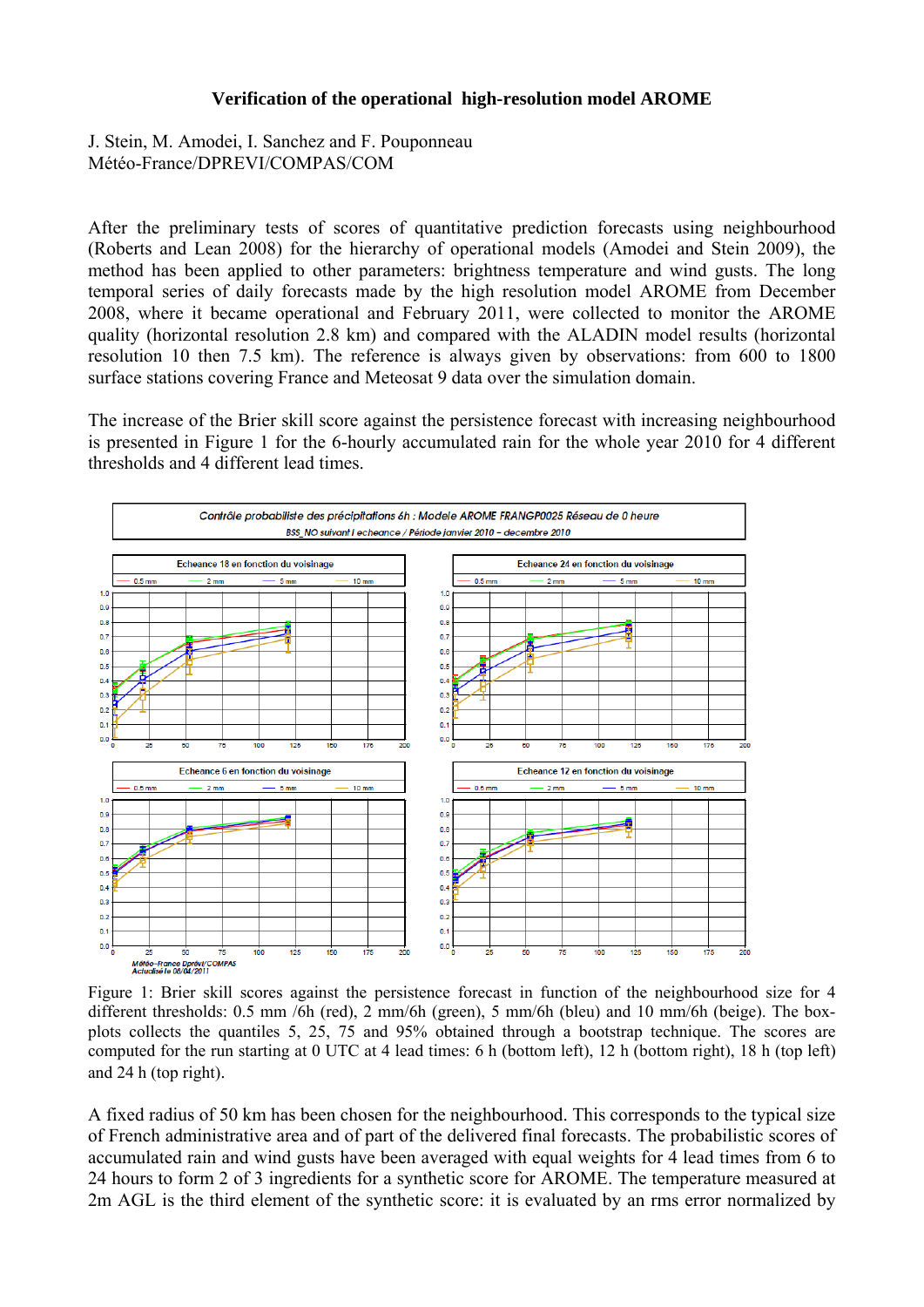**Verification of the operational high-resolution model AROME**

J. Stein, M. Amodei, I. Sanchez and F. Pouponneau
Météo-France/DPREVI/COMPAS/COM

After the preliminary tests of scores of quantitative prediction forecasts using neighbourhood (Roberts and Lean 2008) for the hierarchy of operational models (Amodei and Stein 2009), the method has been applied to other parameters: brightness temperature and wind gusts. The long temporal series of daily forecasts made by the high resolution model AROME from December 2008, where it became operational and February 2011, were collected to monitor the AROME quality (horizontal resolution 2.8 km) and compared with the ALADIN model results (horizontal resolution 10 then 7.5 km). The reference is always given by observations: from 600 to 1800 surface stations covering France and Meteosat 9 data over the simulation domain.

The increase of the Brier skill score against the persistence forecast with increasing neighbourhood is presented in Figure 1 for the 6-hourly accumulated rain for the whole year 2010 for 4 different thresholds and 4 different lead times.

Figure 1: Brier skill scores against the persistence forecast in function of the neighbourhood size for 4 different thresholds: 0.5 mm /6h (red), 2 mm/6h (green), 5 mm/6h (bleu) and 10 mm/6h (beige). The box-plots collects the quantiles 5, 25, 75 and 95% obtained through a bootstrap technique. The scores are computed for the run starting at 0 UTC at 4 lead times: 6 h (bottom left), 12 h (bottom right), 18 h (top left) and 24 h (top right).

A fixed radius of 50 km has been chosen for the neighbourhood. This corresponds to the typical size of French administrative area and of part of the delivered final forecasts. The probabilistic scores of accumulated rain and wind gusts have been averaged with equal weights for 4 lead times from 6 to 24 hours to form 2 of 3 ingredients for a synthetic score for AROME. The temperature measured at 2m AGL is the third element of the synthetic score: it is evaluated by an rms error normalized by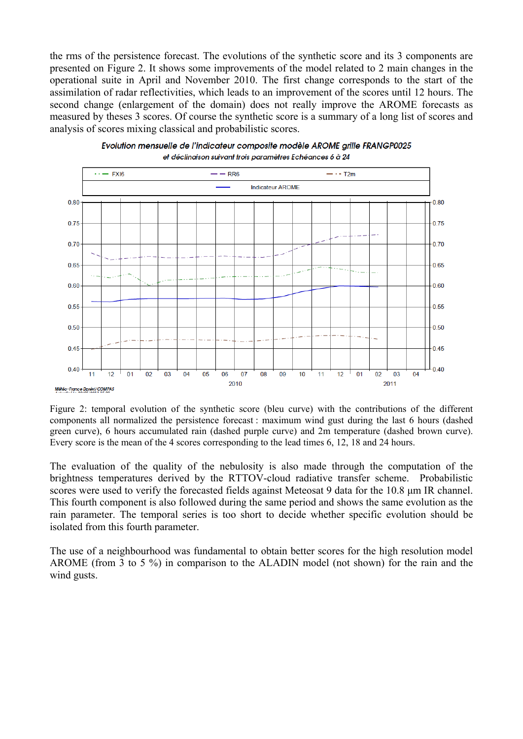the rms of the persistence forecast. The evolutions of the synthetic score and its 3 components are presented on Figure 2. It shows some improvements of the model related to 2 main changes in the operational suite in April and November 2010. The first change corresponds to the start of the assimilation of radar reflectivities, which leads to an improvement of the scores until 12 hours. The second change (enlargement of the domain) does not really improve the AROME forecasts as measured by theses 3 scores. Of course the synthetic score is a summary of a long list of scores and analysis of scores mixing classical and probabilistic scores.

*Evolution mensuelle de l'indicateur composite modèle AROME grille FRANGP0025*
*et déclinaison suivant trois paramètres Echéances 6 à 24*

FXI6
RR6
T2m
Indicateur AROME

0.80
0.75
0.70
0.65
0.60
0.55
0.50
0.45
0.40

11 12 01 02 03 04 05 06 07 08 09 10 11 12 01 02 03 04
2010
2011

Météo-France Dprévi/COMPAS

Figure 2: temporal evolution of the synthetic score (bleu curve) with the contributions of the different components all normalized the persistence forecast : maximum wind gust during the last 6 hours (dashed green curve), 6 hours accumulated rain (dashed purple curve) and 2m temperature (dashed brown curve). Every score is the mean of the 4 scores corresponding to the lead times 6, 12, 18 and 24 hours.

The evaluation of the quality of the nebulosity is also made through the computation of the brightness temperatures derived by the RTTOV-cloud radiative transfer scheme. Probabilistic scores were used to verify the forecasted fields against Meteosat 9 data for the 10.8 µm IR channel. This fourth component is also followed during the same period and shows the same evolution as the rain parameter. The temporal series is too short to decide whether specific evolution should be isolated from this fourth parameter.

The use of a neighbourhood was fundamental to obtain better scores for the high resolution model AROME (from 3 to 5 %) in comparison to the ALADIN model (not shown) for the rain and the wind gusts.